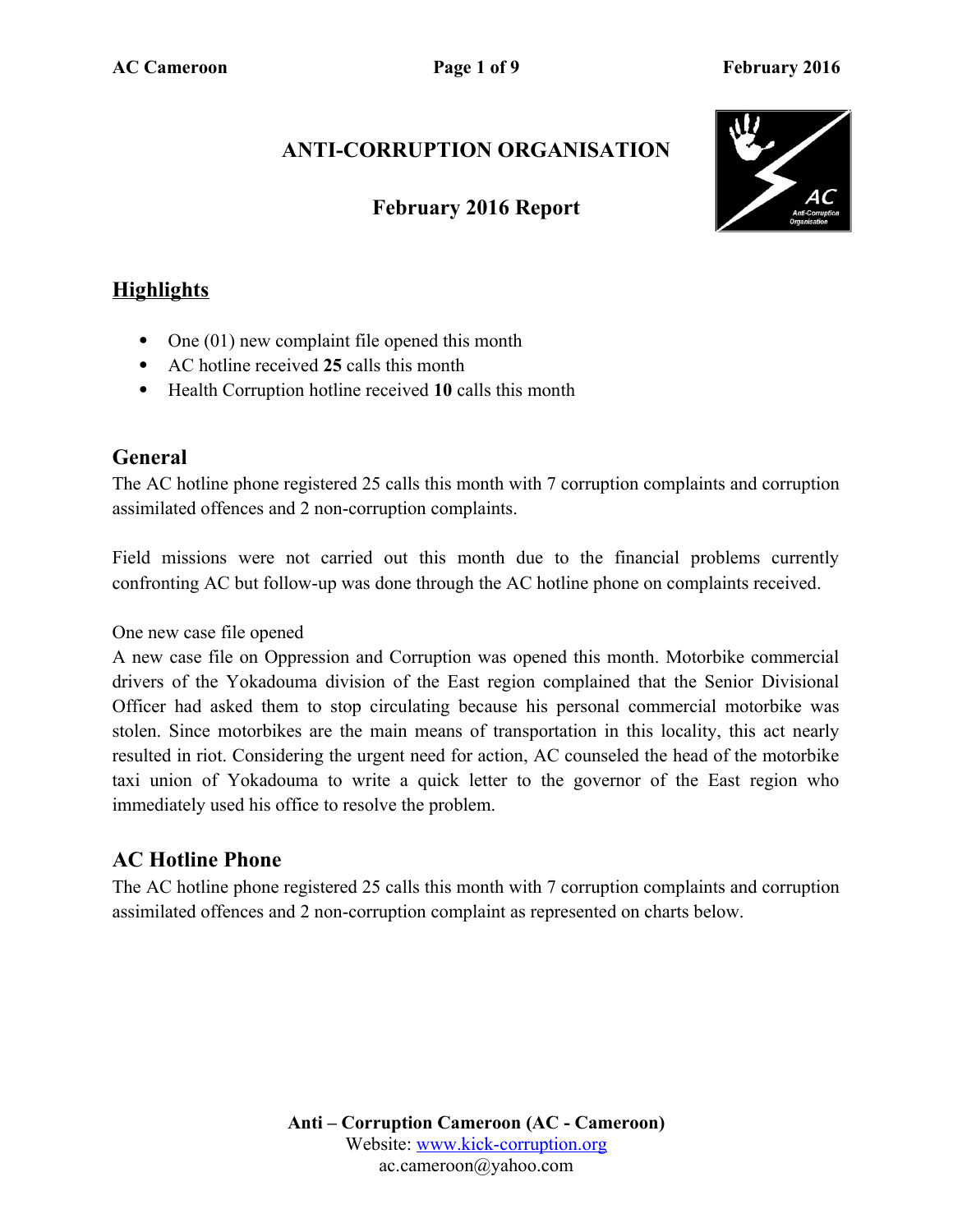# ANTI-CORRUPTION ORGANISATION

## February 2016 Report

## Highlights

- One (01) new complaint file opened this month
- AC hotline received **25** calls this month
- Health Corruption hotline received **10** calls this month

## General

The AC hotline phone registered 25 calls this month with 7 corruption complaints and corruption assimilated offences and 2 non-corruption complaints.

Field missions were not carried out this month due to the financial problems currently confronting AC but follow-up was done through the AC hotline phone on complaints received.

One new case file opened

A new case file on Oppression and Corruption was opened this month. Motorbike commercial drivers of the Yokadouma division of the East region complained that the Senior Divisional Officer had asked them to stop circulating because his personal commercial motorbike was stolen. Since motorbikes are the main means of transportation in this locality, this act nearly resulted in riot. Considering the urgent need for action, AC counseled the head of the motorbike taxi union of Yokadouma to write a quick letter to the governor of the East region who immediately used his office to resolve the problem.

## AC Hotline Phone

The AC hotline phone registered 25 calls this month with 7 corruption complaints and corruption assimilated offences and 2 non-corruption complaint as represented on charts below.

**Anti – Corruption Cameroon (AC - Cameroon)**
Website: www.kick-corruption.org
ac.cameroon@yahoo.com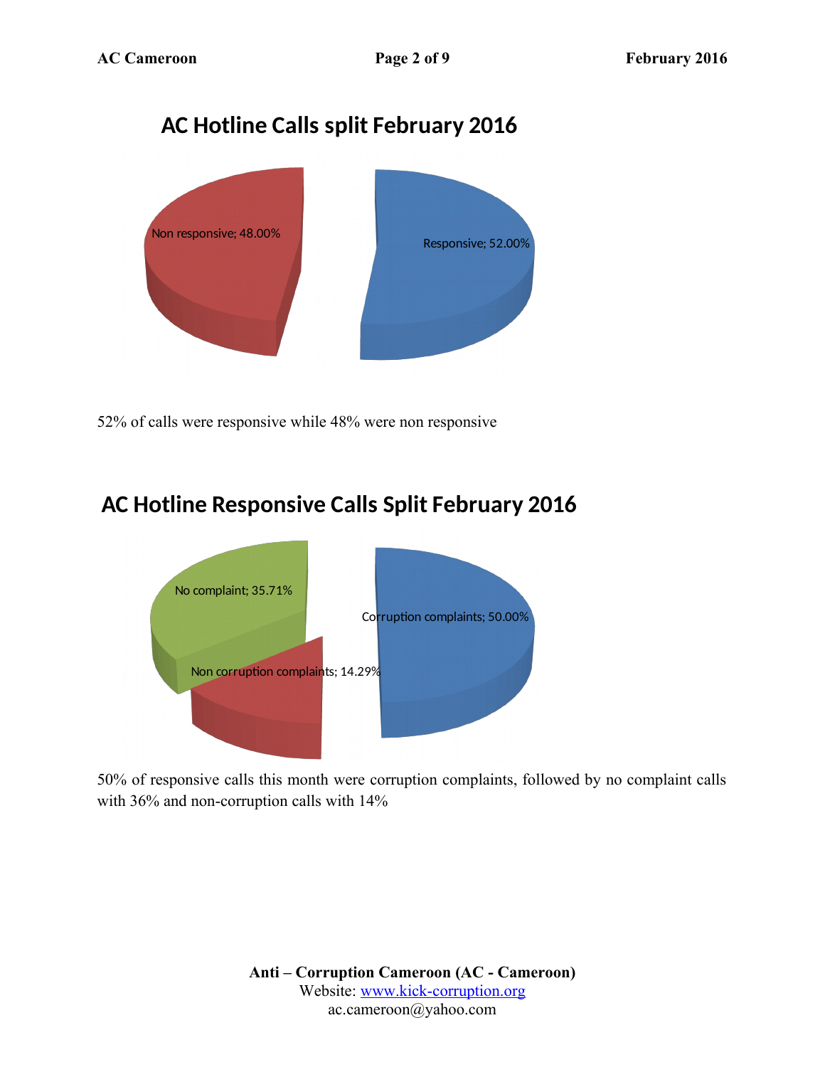## AC Hotline Calls split February 2016

Non responsive; 48.00%

Responsive; 52.00%

52% of calls were responsive while 48% were non responsive

## AC Hotline Responsive Calls Split February 2016

No complaint; 35.71%

Corruption complaints; 50.00%

Non corruption complaints; 14.29%

50% of responsive calls this month were corruption complaints, followed by no complaint calls with 36% and non-corruption calls with 14%

**Anti – Corruption Cameroon (AC - Cameroon)**
Website: www.kick-corruption.org
ac.cameroon@yahoo.com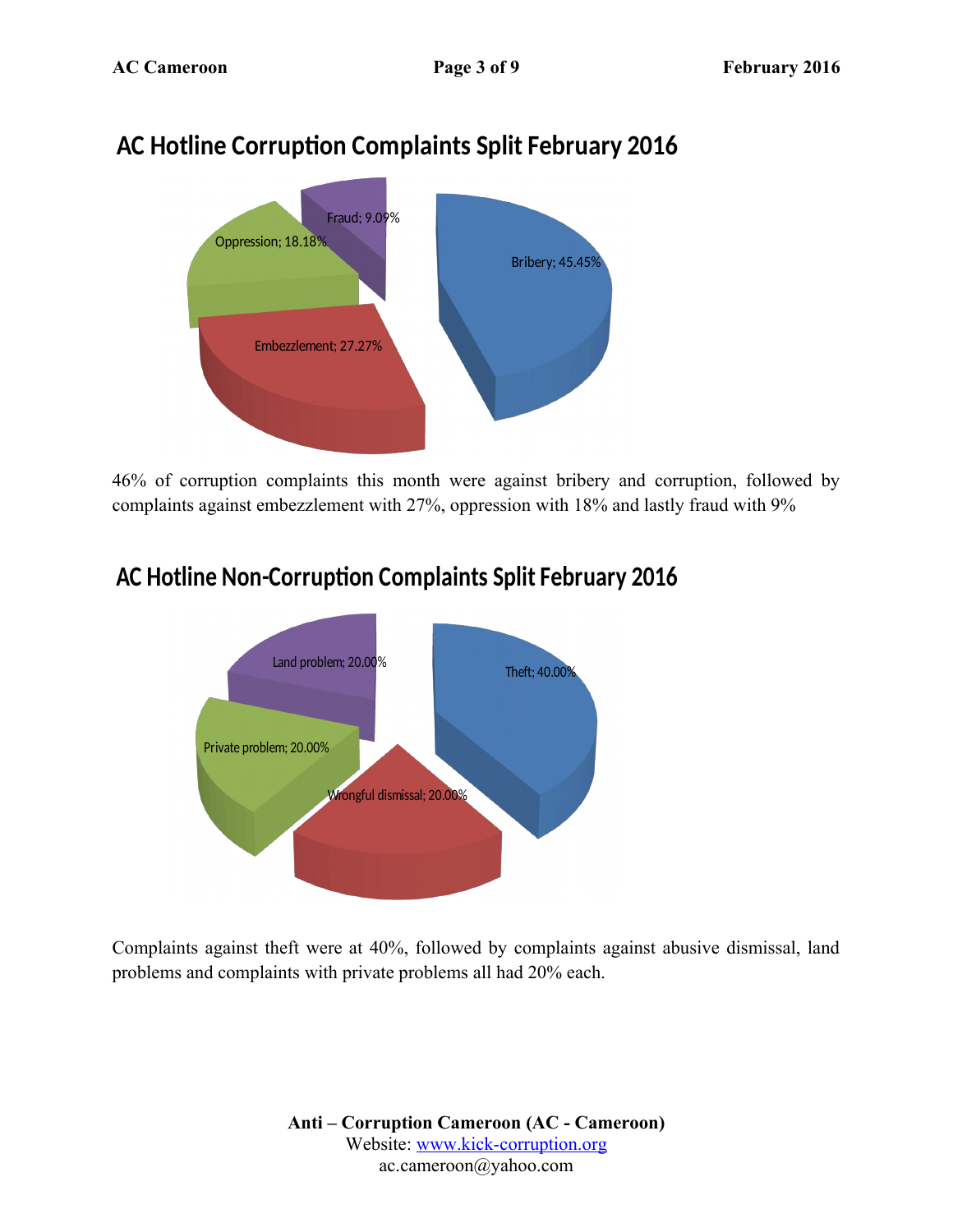## AC Hotline Corruption Complaints Split February 2016

Fraud; 9.09%
Oppression; 18.18%
Bribery; 45.45%
Embezzlement; 27.27%

46% of corruption complaints this month were against bribery and corruption, followed by complaints against embezzlement with 27%, oppression with 18% and lastly fraud with 9%

## AC Hotline Non-Corruption Complaints Split February 2016

Land problem; 20.00%
Theft; 40.00%
Private problem; 20.00%
Wrongful dismissal; 20.00%

Complaints against theft were at 40%, followed by complaints against abusive dismissal, land problems and complaints with private problems all had 20% each.

**Anti – Corruption Cameroon (AC - Cameroon)**
Website: www.kick-corruption.org
ac.cameroon@yahoo.com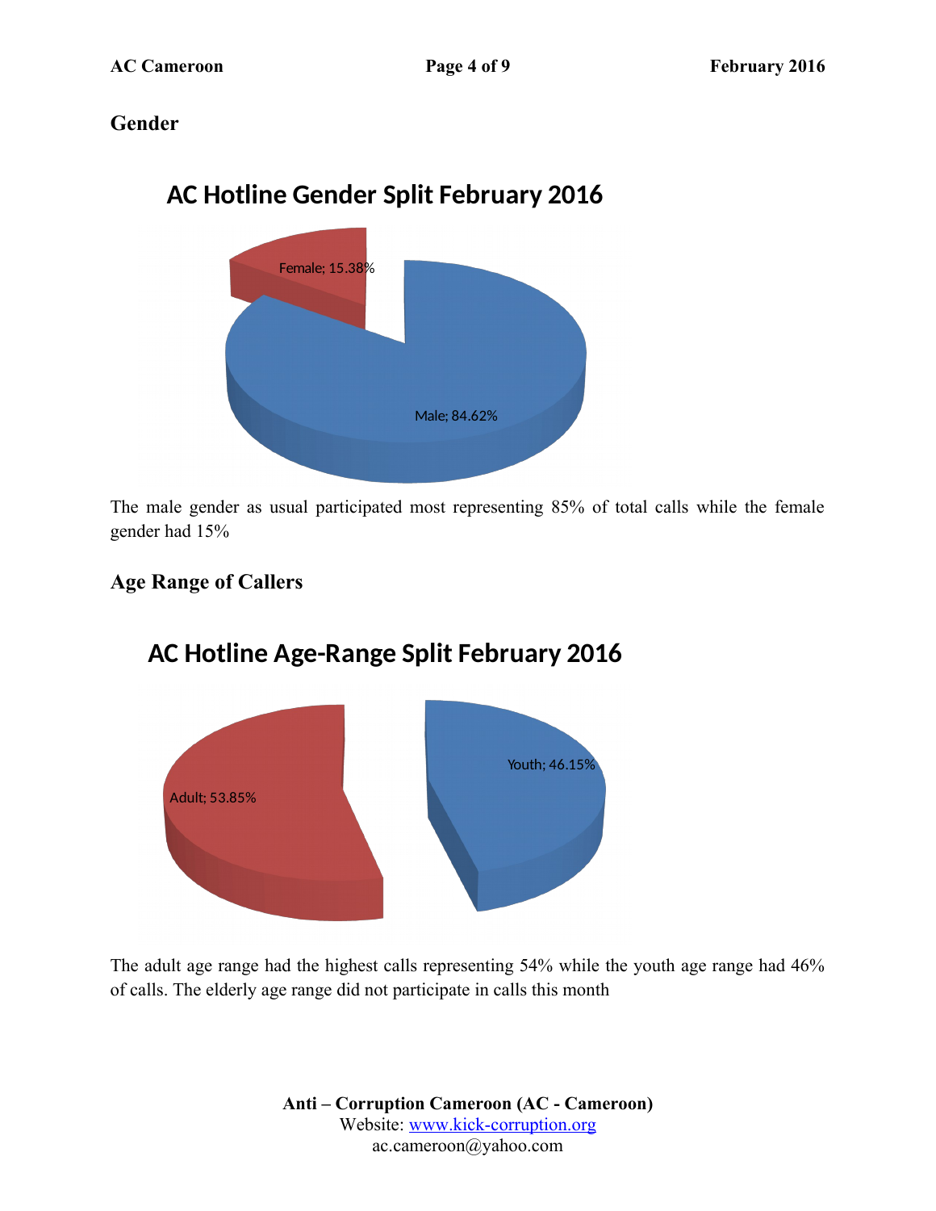## Gender

**AC Hotline Gender Split February 2016**

Female; 15.38%

Male; 84.62%

The male gender as usual participated most representing 85% of total calls while the female gender had 15%

## Age Range of Callers

**AC Hotline Age-Range Split February 2016**

Youth; 46.15%

Adult; 53.85%

The adult age range had the highest calls representing 54% while the youth age range had 46% of calls. The elderly age range did not participate in calls this month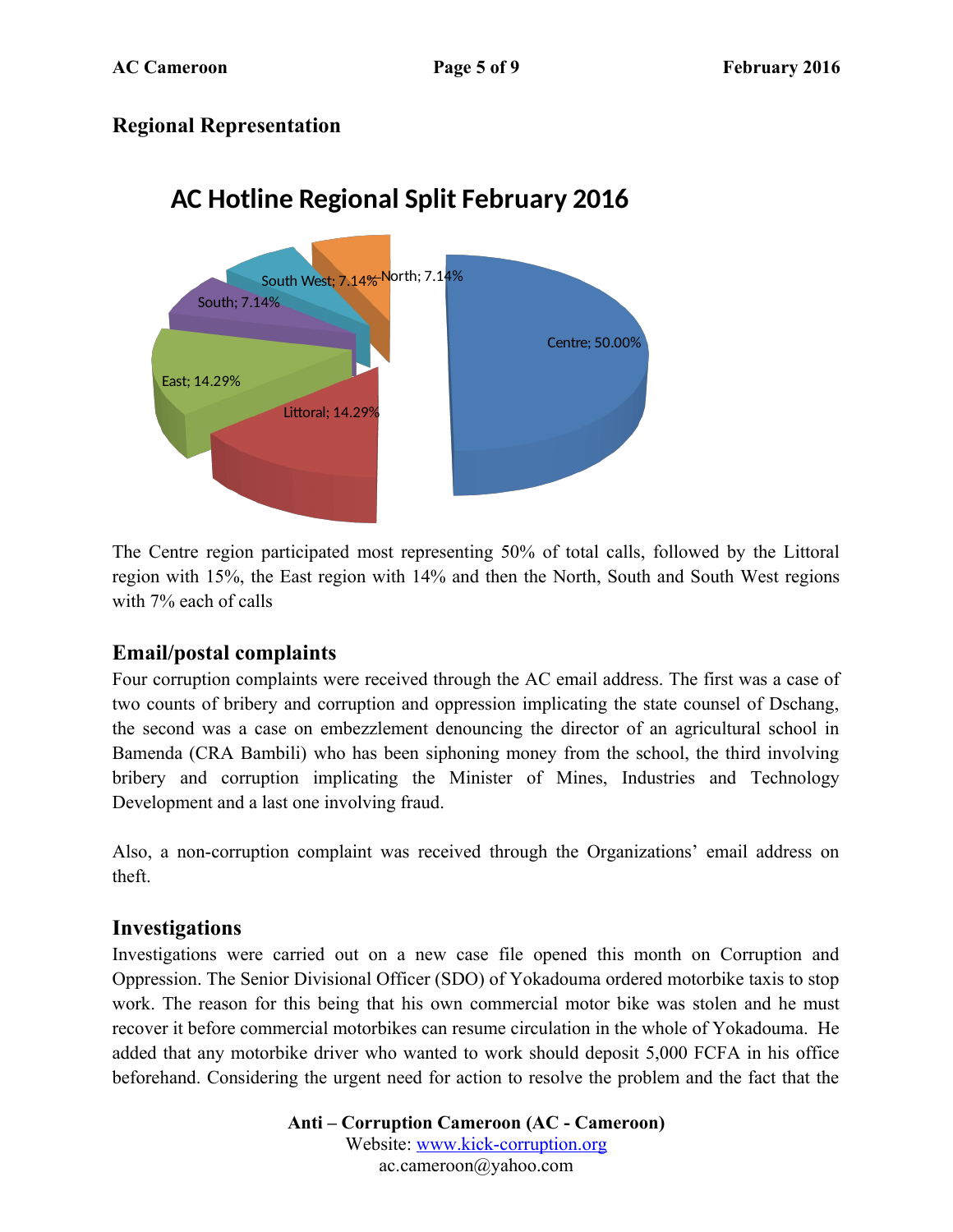## Regional Representation

**AC Hotline Regional Split February 2016**

Centre; 50.00%

Littoral; 14.29%

East; 14.29%

South; 7.14%

South West; 7.14%

North; 7.14%

The Centre region participated most representing 50% of total calls, followed by the Littoral region with 15%, the East region with 14% and then the North, South and South West regions with 7% each of calls

## Email/postal complaints

Four corruption complaints were received through the AC email address. The first was a case of two counts of bribery and corruption and oppression implicating the state counsel of Dschang, the second was a case on embezzlement denouncing the director of an agricultural school in Bamenda (CRA Bambili) who has been siphoning money from the school, the third involving bribery and corruption implicating the Minister of Mines, Industries and Technology Development and a last one involving fraud.

Also, a non-corruption complaint was received through the Organizations' email address on theft.

## Investigations

Investigations were carried out on a new case file opened this month on Corruption and Oppression. The Senior Divisional Officer (SDO) of Yokadouma ordered motorbike taxis to stop work. The reason for this being that his own commercial motor bike was stolen and he must recover it before commercial motorbikes can resume circulation in the whole of Yokadouma. He added that any motorbike driver who wanted to work should deposit 5,000 FCFA in his office beforehand. Considering the urgent need for action to resolve the problem and the fact that the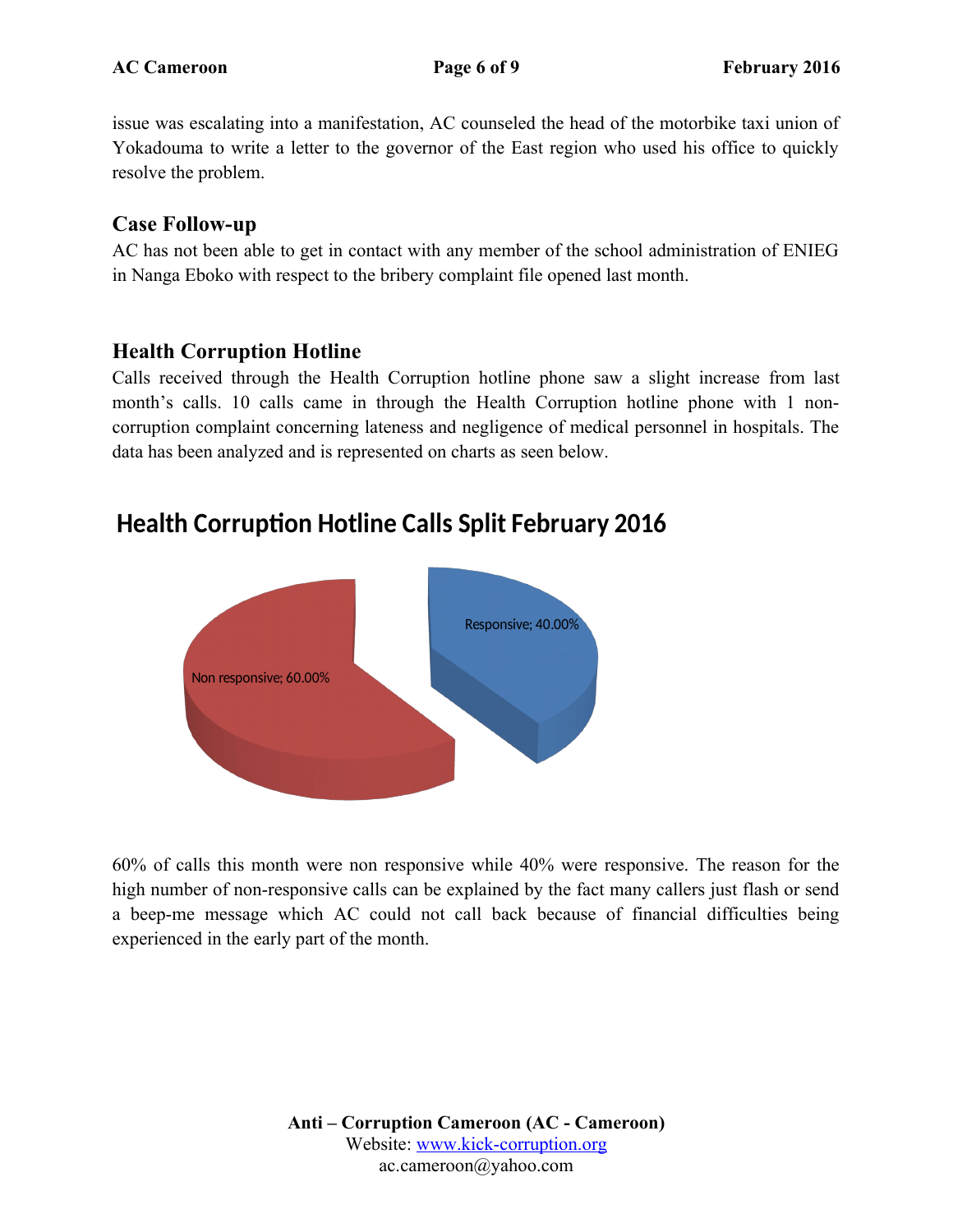issue was escalating into a manifestation, AC counseled the head of the motorbike taxi union of Yokadouma to write a letter to the governor of the East region who used his office to quickly resolve the problem.

## Case Follow-up

AC has not been able to get in contact with any member of the school administration of ENIEG in Nanga Eboko with respect to the bribery complaint file opened last month.

## Health Corruption Hotline

Calls received through the Health Corruption hotline phone saw a slight increase from last month's calls. 10 calls came in through the Health Corruption hotline phone with 1 non-corruption complaint concerning lateness and negligence of medical personnel in hospitals. The data has been analyzed and is represented on charts as seen below.

### Health Corruption Hotline Calls Split February 2016

Non responsive; 60.00%

Responsive; 40.00%

60% of calls this month were non responsive while 40% were responsive. The reason for the high number of non-responsive calls can be explained by the fact many callers just flash or send a beep-me message which AC could not call back because of financial difficulties being experienced in the early part of the month.

**Anti – Corruption Cameroon (AC - Cameroon)**
Website: www.kick-corruption.org
ac.cameroon@yahoo.com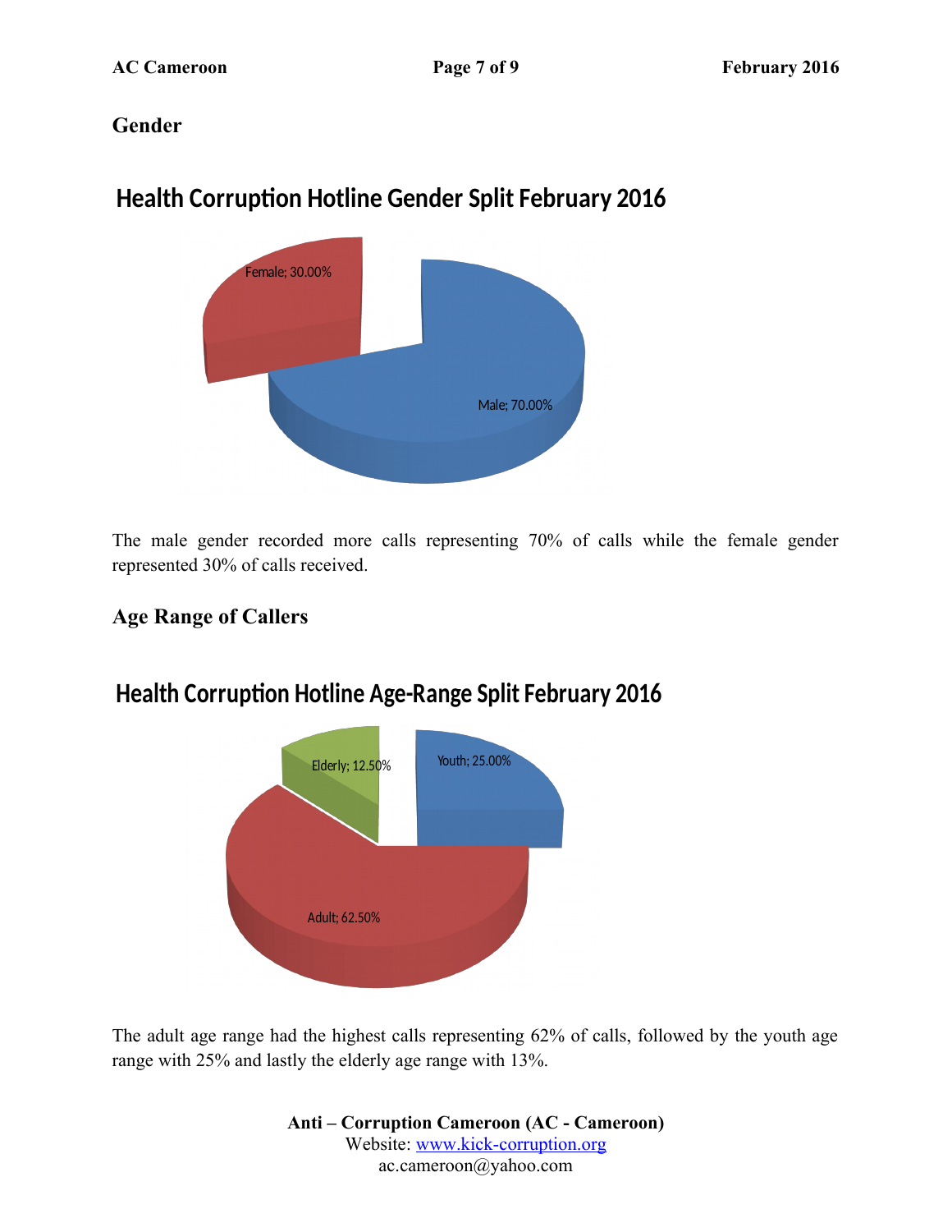## Gender

**Health Corruption Hotline Gender Split February 2016**

Female; 30.00%

Male; 70.00%

The male gender recorded more calls representing 70% of calls while the female gender represented 30% of calls received.

## Age Range of Callers

**Health Corruption Hotline Age-Range Split February 2016**

Elderly; 12.50%

Youth; 25.00%

Adult; 62.50%

The adult age range had the highest calls representing 62% of calls, followed by the youth age range with 25% and lastly the elderly age range with 13%.

**Anti – Corruption Cameroon (AC - Cameroon)**
Website: www.kick-corruption.org
ac.cameroon@yahoo.com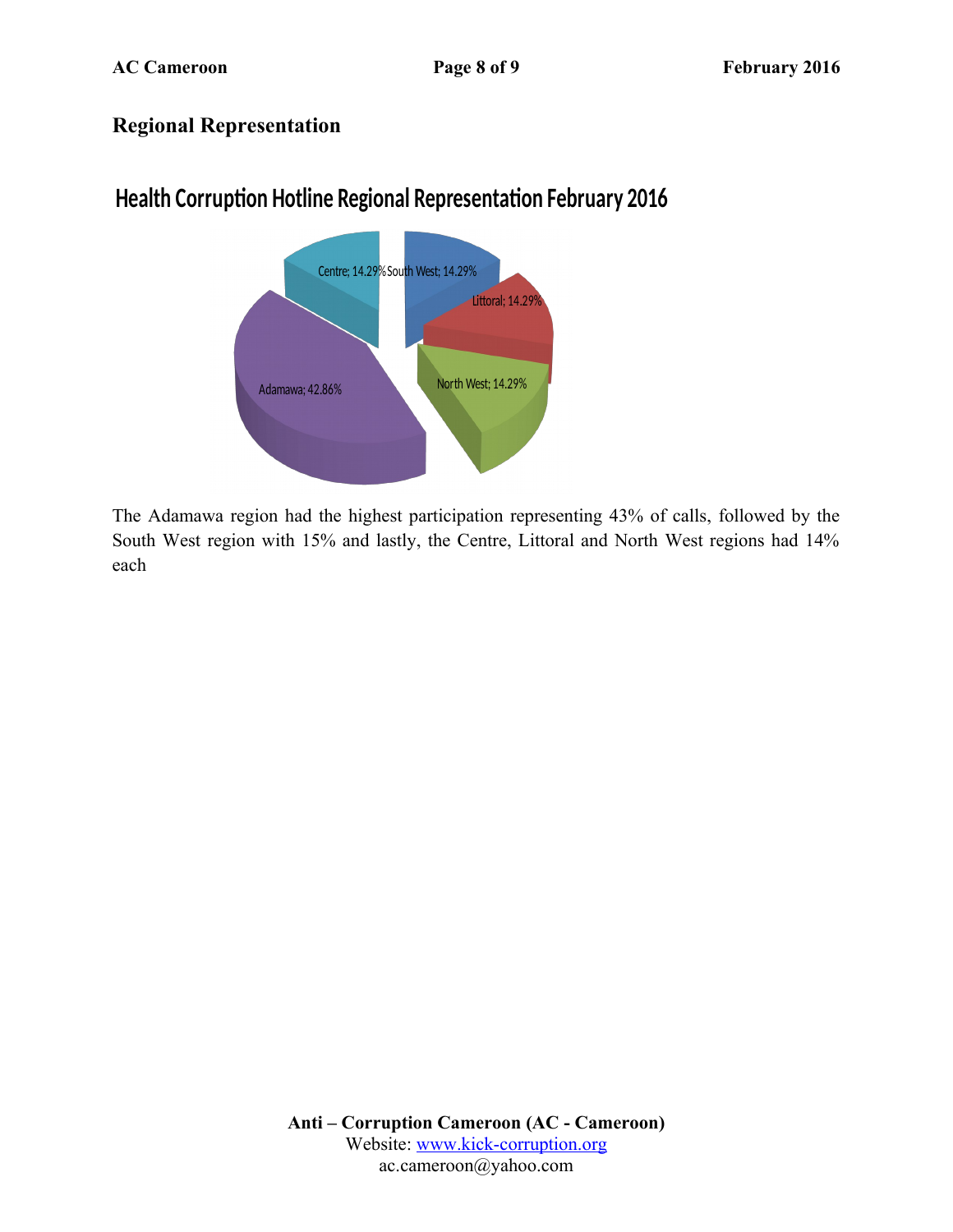## Regional Representation

Health Corruption Hotline Regional Representation February 2016

Centre; 14.29%

South West; 14.29%

Littoral; 14.29%

North West; 14.29%

Adamawa; 42.86%

The Adamawa region had the highest participation representing 43% of calls, followed by the South West region with 15% and lastly, the Centre, Littoral and North West regions had 14% each

**Anti – Corruption Cameroon (AC - Cameroon)**
Website: www.kick-corruption.org
ac.cameroon@yahoo.com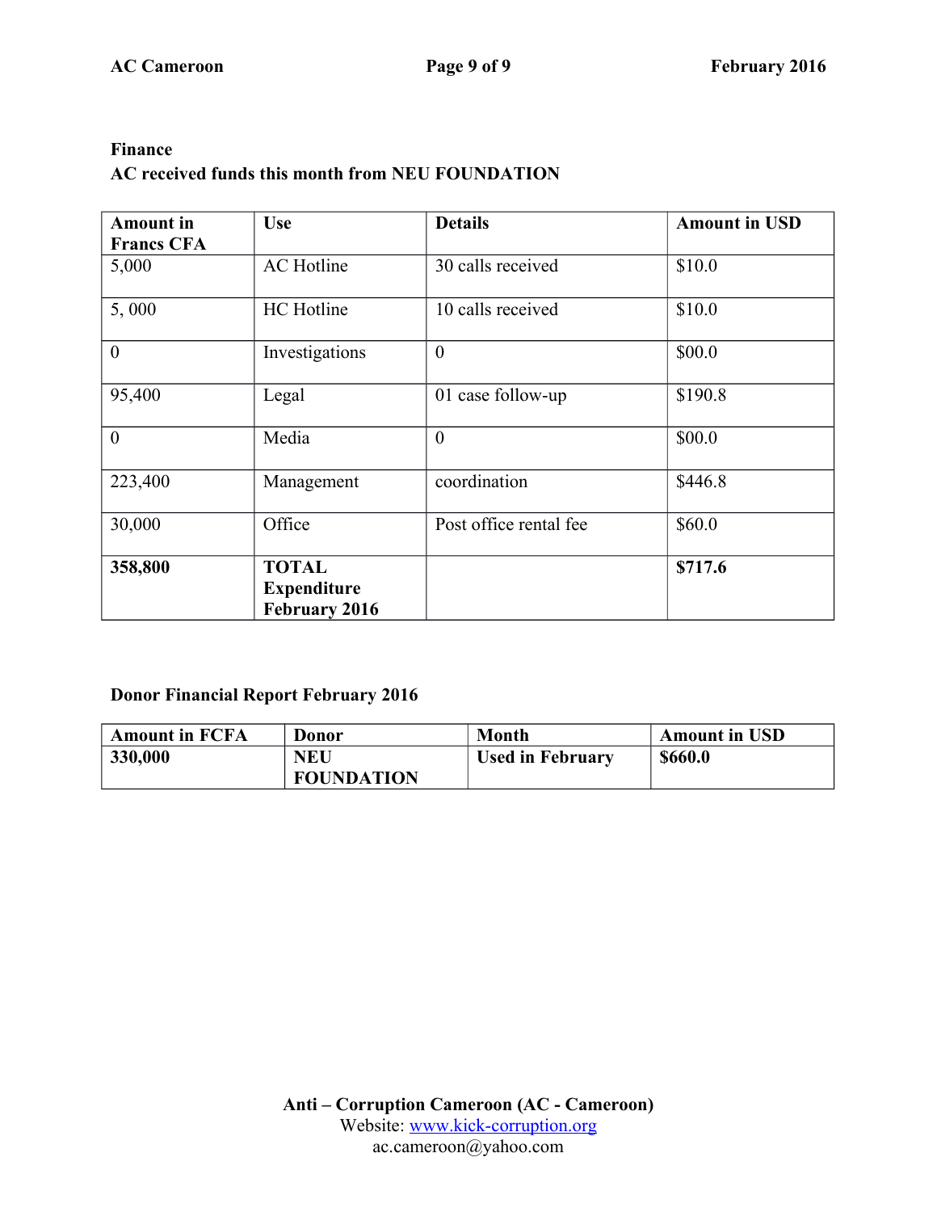**Finance**

**AC received funds this month from NEU FOUNDATION**

| Amount in Francs CFA | Use | Details | Amount in USD |
|---|---|---|---|
| 5,000 | AC Hotline | 30 calls received | $10.0 |
| 5, 000 | HC Hotline | 10 calls received | $10.0 |
| 0 | Investigations | 0 | $00.0 |
| 95,400 | Legal | 01 case follow-up | $190.8 |
| 0 | Media | 0 | $00.0 |
| 223,400 | Management | coordination | $446.8 |
| 30,000 | Office | Post office rental fee | $60.0 |
| **358,800** | **TOTAL Expenditure February 2016** | | **$717.6** |

**Donor Financial Report February 2016**

| Amount in FCFA | Donor | Month | Amount in USD |
|---|---|---|---|
| **330,000** | **NEU FOUNDATION** | **Used in February** | **$660.0** |

**Anti – Corruption Cameroon (AC - Cameroon)**
Website: www.kick-corruption.org
ac.cameroon@yahoo.com